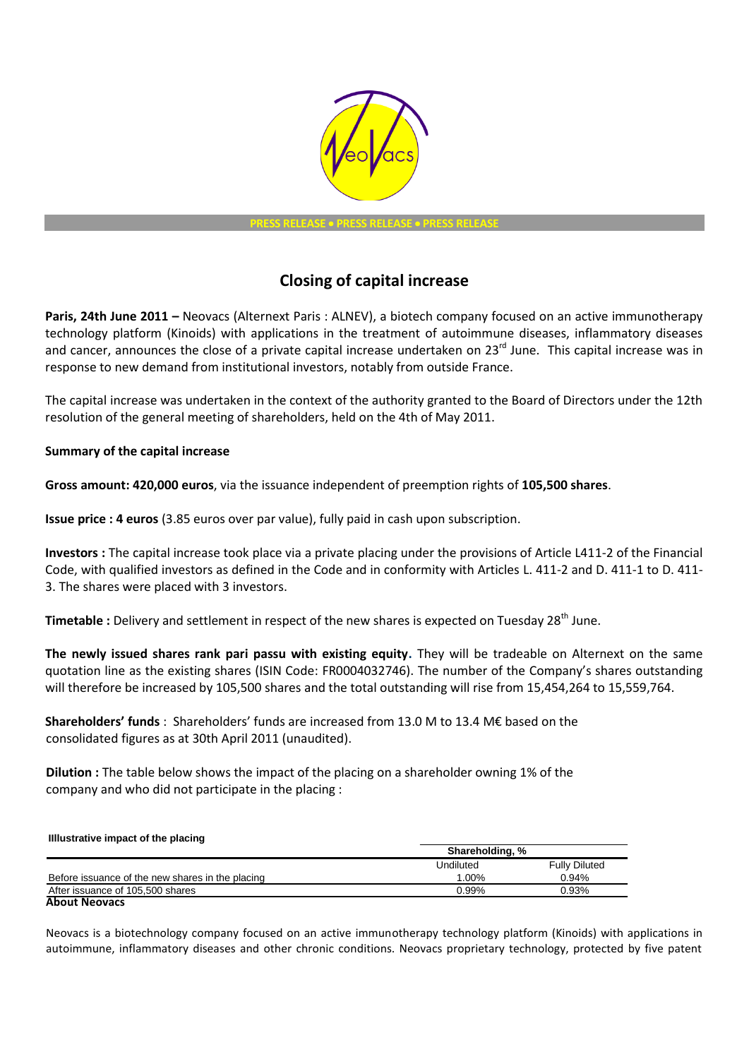PRESS RELEASE • PRESS RELEASE • PRESS RELEASE

# Closing of capital increase

**Paris, 24th June 2011 –** Neovacs (Alternext Paris : ALNEV), a biotech company focused on an active immunotherapy technology platform (Kinoids) with applications in the treatment of autoimmune diseases, inflammatory diseases and cancer, announces the close of a private capital increase undertaken on 23rd June. This capital increase was in response to new demand from institutional investors, notably from outside France.

The capital increase was undertaken in the context of the authority granted to the Board of Directors under the 12th resolution of the general meeting of shareholders, held on the 4th of May 2011.

**Summary of the capital increase**

**Gross amount: 420,000 euros**, via the issuance independent of preemption rights of **105,500 shares**.

**Issue price : 4 euros** (3.85 euros over par value), fully paid in cash upon subscription.

**Investors :** The capital increase took place via a private placing under the provisions of Article L411-2 of the Financial Code, with qualified investors as defined in the Code and in conformity with Articles L. 411-2 and D. 411-1 to D. 411-3. The shares were placed with 3 investors.

**Timetable :** Delivery and settlement in respect of the new shares is expected on Tuesday 28th June.

**The newly issued shares rank pari passu with existing equity.** They will be tradeable on Alternext on the same quotation line as the existing shares (ISIN Code: FR0004032746). The number of the Company's shares outstanding will therefore be increased by 105,500 shares and the total outstanding will rise from 15,454,264 to 15,559,764.

**Shareholders' funds** : Shareholders' funds are increased from 13.0 M to 13.4 M€ based on the consolidated figures as at 30th April 2011 (unaudited).

**Dilution :** The table below shows the impact of the placing on a shareholder owning 1% of the company and who did not participate in the placing :

**Illlustrative impact of the placing**

| | Shareholding, % | |
|---|---|---|
| | Undiluted | Fully Diluted |
| Before issuance of the new shares in the placing | 1.00% | 0.94% |
| After issuance of 105,500 shares | 0.99% | 0.93% |

**About Neovacs**

Neovacs is a biotechnology company focused on an active immunotherapy technology platform (Kinoids) with applications in autoimmune, inflammatory diseases and other chronic conditions. Neovacs proprietary technology, protected by five patent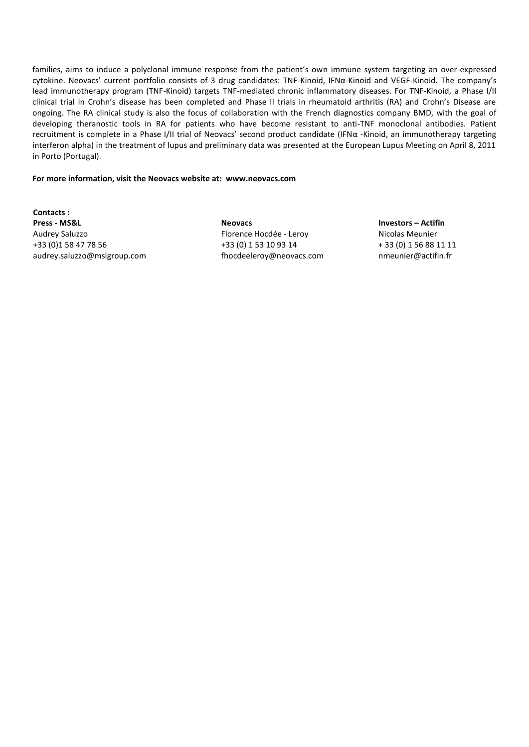families, aims to induce a polyclonal immune response from the patient's own immune system targeting an over-expressed cytokine. Neovacs' current portfolio consists of 3 drug candidates: TNF-Kinoid, IFNα-Kinoid and VEGF-Kinoid. The company's lead immunotherapy program (TNF-Kinoid) targets TNF-mediated chronic inflammatory diseases. For TNF-Kinoid, a Phase I/II clinical trial in Crohn's disease has been completed and Phase II trials in rheumatoid arthritis (RA) and Crohn's Disease are ongoing. The RA clinical study is also the focus of collaboration with the French diagnostics company BMD, with the goal of developing theranostic tools in RA for patients who have become resistant to anti-TNF monoclonal antibodies. Patient recruitment is complete in a Phase I/II trial of Neovacs' second product candidate (IFNα -Kinoid, an immunotherapy targeting interferon alpha) in the treatment of lupus and preliminary data was presented at the European Lupus Meeting on April 8, 2011 in Porto (Portugal).

**For more information, visit the Neovacs website at: www.neovacs.com**

**Contacts :**

**Press - MS&L**
Audrey Saluzzo
+33 (0)1 58 47 78 56
audrey.saluzzo@mslgroup.com

**Neovacs**
Florence Hocdée - Leroy
+33 (0) 1 53 10 93 14
fhocdeeleroy@neovacs.com

**Investors – Actifin**
Nicolas Meunier
+ 33 (0) 1 56 88 11 11
nmeunier@actifin.fr